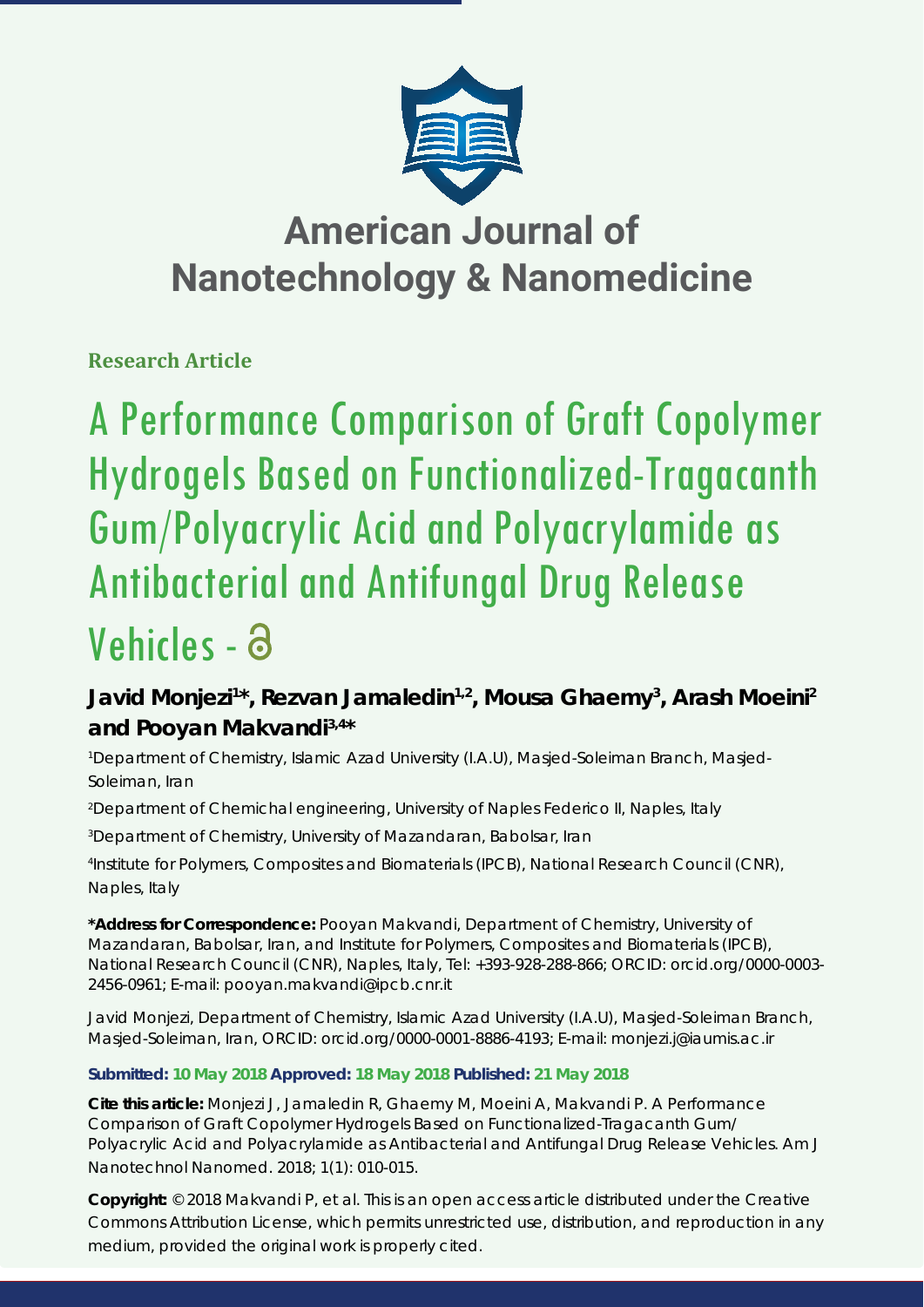# American Journal of Nanotechnology & Nanomedicine

**Research Article**

# A Performance Comparison of Graft Copolymer Hydrogels Based on Functionalized-Tragacanth Gum/Polyacrylic Acid and Polyacrylamide as Antibacterial and Antifungal Drug Release Vehicles -

**Javid Monjezi[1]\*, Rezvan Jamaledin[1,2], Mousa Ghaemy[3], Arash Moeini[2] and Pooyan Makvandi[3,4]\***

[1]Department of Chemistry, Islamic Azad University (I.A.U), Masjed-Soleiman Branch, Masjed-Soleiman, Iran

[2]Department of Chemichal engineering, University of Naples Federico II, Naples, Italy

[3]Department of Chemistry, University of Mazandaran, Babolsar, Iran

[4]Institute for Polymers, Composites and Biomaterials (IPCB), National Research Council (CNR), Naples, Italy

**\*Address for Correspondence:** Pooyan Makvandi, Department of Chemistry, University of Mazandaran, Babolsar, Iran, and Institute for Polymers, Composites and Biomaterials (IPCB), National Research Council (CNR), Naples, Italy, Tel: +393-928-288-866; ORCID: orcid.org/0000-0003-2456-0961; E-mail: pooyan.makvandi@ipcb.cnr.it

Javid Monjezi, Department of Chemistry, Islamic Azad University (I.A.U), Masjed-Soleiman Branch, Masjed-Soleiman, Iran, ORCID: orcid.org/0000-0001-8886-4193; E-mail: monjezi.j@iaumis.ac.ir

**Submitted: 10 May 2018 Approved: 18 May 2018 Published: 21 May 2018**

**Cite this article:** Monjezi J, Jamaledin R, Ghaemy M, Moeini A, Makvandi P. A Performance Comparison of Graft Copolymer Hydrogels Based on Functionalized-Tragacanth Gum/ Polyacrylic Acid and Polyacrylamide as Antibacterial and Antifungal Drug Release Vehicles. Am J Nanotechnol Nanomed. 2018; 1(1): 010-015.

**Copyright:** © 2018 Makvandi P, et al. This is an open access article distributed under the Creative Commons Attribution License, which permits unrestricted use, distribution, and reproduction in any medium, provided the original work is properly cited.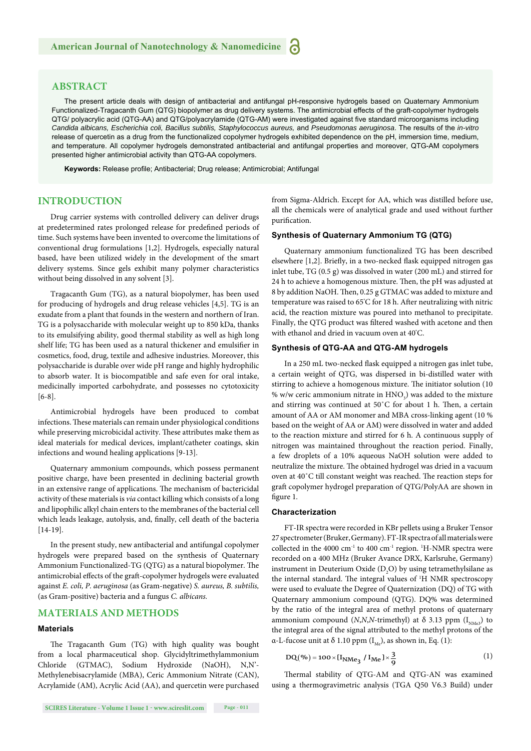## ABSTRACT

The present article deals with design of antibacterial and antifungal pH-responsive hydrogels based on Quaternary Ammonium Functionalized-Tragacanth Gum (QTG) biopolymer as drug delivery systems. The antimicrobial effects of the graft-copolymer hydrogels QTG/ polyacrylic acid (QTG-AA) and QTG/polyacrylamide (QTG-AM) were investigated against five standard microorganisms including *Candida albicans, Escherichia coli, Bacillus subtilis, Staphylococcus aureus,* and *Pseudomonas aeruginosa*. The results of the *in-vitro* release of quercetin as a drug from the functionalized copolymer hydrogels exhibited dependence on the pH, immersion time, medium, and temperature. All copolymer hydrogels demonstrated antibacterial and antifungal properties and moreover, QTG-AM copolymers presented higher antimicrobial activity than QTG-AA copolymers.

**Keywords:** Release profile; Antibacterial; Drug release; Antimicrobial; Antifungal

## INTRODUCTION

Drug carrier systems with controlled delivery can deliver drugs at predetermined rates prolonged release for predefined periods of time. Such systems have been invented to overcome the limitations of conventional drug formulations [1,2]. Hydrogels, especially natural based, have been utilized widely in the development of the smart delivery systems. Since gels exhibit many polymer characteristics without being dissolved in any solvent [3].

Tragacanth Gum (TG), as a natural biopolymer, has been used for producing of hydrogels and drug release vehicles [4,5]. TG is an exudate from a plant that founds in the western and northern of Iran. TG is a polysaccharide with molecular weight up to 850 kDa, thanks to its emulsifying ability, good thermal stability as well as high long shelf life; TG has been used as a natural thickener and emulsifier in cosmetics, food, drug, textile and adhesive industries. Moreover, this polysaccharide is durable over wide pH range and highly hydrophilic to absorb water. It is biocompatible and safe even for oral intake, medicinally imported carbohydrate, and possesses no cytotoxicity [6-8].

Antimicrobial hydrogels have been produced to combat infections. These materials can remain under physiological conditions while preserving microbicidal activity. These attributes make them as ideal materials for medical devices, implant/catheter coatings, skin infections and wound healing applications [9-13].

Quaternary ammonium compounds, which possess permanent positive charge, have been presented in declining bacterial growth in an extensive range of applications. The mechanism of bactericidal activity of these materials is *via* contact killing which consists of a long and lipophilic alkyl chain enters to the membranes of the bacterial cell which leads leakage, autolysis, and, finally, cell death of the bacteria [14-19].

In the present study, new antibacterial and antifungal copolymer hydrogels were prepared based on the synthesis of Quaternary Ammonium Functionalized-TG (QTG) as a natural biopolymer. The antimicrobial effects of the graft-copolymer hydrogels were evaluated against *E. coli, P. aeruginosa* (as Gram-negative) *S. aureus, B. subtilis,* (as Gram-positive) bacteria and a fungus *C. albicans.*

## MATERIALS AND METHODS

### Materials

The Tragacanth Gum (TG) with high quality was bought from a local pharmaceutical shop. Glycidyltrimethylammonium Chloride (GTMAC), Sodium Hydroxide (NaOH), N,N'-Methylenebisacrylamide (MBA), Ceric Ammonium Nitrate (CAN), Acrylamide (AM), Acrylic Acid (AA), and quercetin were purchased from Sigma-Aldrich. Except for AA, which was distilled before use, all the chemicals were of analytical grade and used without further purification.

### Synthesis of Quaternary Ammonium TG (QTG)

Quaternary ammonium functionalized TG has been described elsewhere [1,2]. Briefly, in a two-necked flask equipped nitrogen gas inlet tube, TG (0.5 g) was dissolved in water (200 mL) and stirred for 24 h to achieve a homogenous mixture. Then, the pH was adjusted at 8 by addition NaOH. Then, 0.25 g GTMAC was added to mixture and temperature was raised to 65°C for 18 h. After neutralizing with nitric acid, the reaction mixture was poured into methanol to precipitate. Finally, the QTG product was filtered washed with acetone and then with ethanol and dried in vacuum oven at 40°C.

### Synthesis of QTG-AA and QTG-AM hydrogels

In a 250 mL two-necked flask equipped a nitrogen gas inlet tube, a certain weight of QTG, was dispersed in bi-distilled water with stirring to achieve a homogenous mixture. The initiator solution (10 % w/w ceric ammonium nitrate in $HNO_3$) was added to the mixture and stirring was continued at 50°C for about 1 h. Then, a certain amount of AA or AM monomer and MBA cross-linking agent (10 % based on the weight of AA or AM) were dissolved in water and added to the reaction mixture and stirred for 6 h. A continuous supply of nitrogen was maintained throughout the reaction period. Finally, a few droplets of a 10% aqueous NaOH solution were added to neutralize the mixture. The obtained hydrogel was dried in a vacuum oven at 40°C till constant weight was reached. The reaction steps for graft copolymer hydrogel preparation of QTG/PolyAA are shown in figure 1.

### Characterization

FT-IR spectra were recorded in KBr pellets using a Bruker Tensor 27 spectrometer (Bruker, Germany). FT-IR spectra of all materials were collected in the 4000 $cm^{-1}$ to 400 $cm^{-1}$ region. $^1$H-NMR spectra were recorded on a 400 MHz (Bruker Avance DRX, Karlsruhe, Germany) instrument in Deuterium Oxide ($D_2O$) by using tetramethylsilane as the internal standard. The integral values of $^1$H NMR spectroscopy were used to evaluate the Degree of Quaternization (DQ) of TG with Quaternary ammonium compound (QTG). DQ% was determined by the ratio of the integral area of methyl protons of quaternary ammonium compound (*N,N,N*-trimethyl) at δ 3.13 ppm ($I_{NMe3}$) to the integral area of the signal attributed to the methyl protons of the α-L-fucose unit at δ 1.10 ppm ($I_{Me}$), as shown in, Eq. (1):

$$DQ(\%) = 100 \times [I_{NMe_3} / I_{Me}] \times \frac{3}{9} \qquad (1)$$

Thermal stability of QTG-AM and QTG-AN was examined using a thermogravimetric analysis (TGA Q50 V6.3 Build) under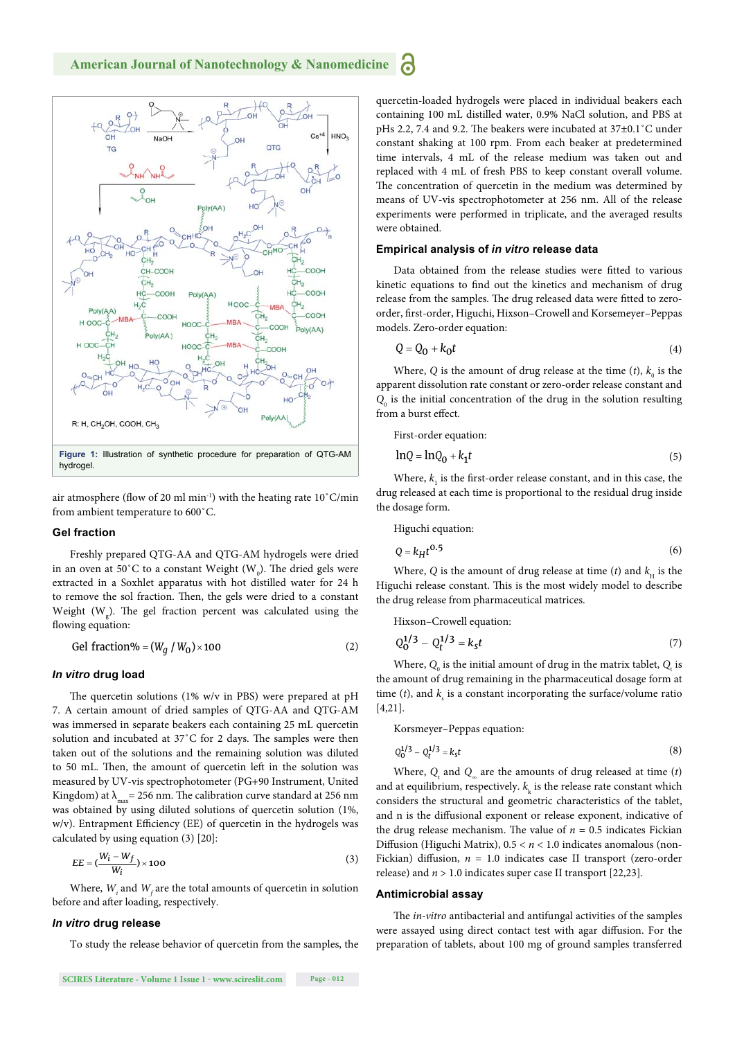Figure 1: Illustration of synthetic procedure for preparation of QTG-AM hydrogel.

air atmosphere (flow of 20 ml min$^{-1}$) with the heating rate 10˚C/min from ambient temperature to 600˚C.

### Gel Fraction

Freshly prepared QTG-AA and QTG-AM hydrogels were dried in an oven at 50˚C to a constant Weight ($W_0$). The dried gels were extracted in a Soxhlet apparatus with hot distilled water for 24 h to remove the sol fraction. Then, the gels were dried to a constant Weight ($W_g$). The gel fraction percent was calculated using the flowing equation:

$$\text{Gel fraction\%} = (W_g / W_0) \times 100 \qquad (2)$$

### *In vitro* drug load

The quercetin solutions (1% w/v in PBS) were prepared at pH 7. A certain amount of dried samples of QTG-AA and QTG-AM was immersed in separate beakers each containing 25 mL quercetin solution and incubated at 37˚C for 2 days. The samples were then taken out of the solutions and the remaining solution was diluted to 50 mL. Then, the amount of quercetin left in the solution was measured by UV-vis spectrophotometer (PG+90 Instrument, United Kingdom) at $\lambda_{max}$ = 256 nm. The calibration curve standard at 256 nm was obtained by using diluted solutions of quercetin solution (1%, w/v). Entrapment Efficiency (EE) of quercetin in the hydrogels was calculated by using equation (3) [20]:

$$EE = \left(\frac{W_i - W_f}{W_i}\right) \times 100 \qquad (3)$$

Where, $W_i$ and $W_f$ are the total amounts of quercetin in solution before and after loading, respectively.

### *In vitro* drug release

To study the release behavior of quercetin from the samples, the quercetin-loaded hydrogels were placed in individual beakers each containing 100 mL distilled water, 0.9% NaCl solution, and PBS at pHs 2.2, 7.4 and 9.2. The beakers were incubated at 37±0.1˚C under constant shaking at 100 rpm. From each beaker at predetermined time intervals, 4 mL of the release medium was taken out and replaced with 4 mL of fresh PBS to keep constant overall volume. The concentration of quercetin in the medium was determined by means of UV-vis spectrophotometer at 256 nm. All of the release experiments were performed in triplicate, and the averaged results were obtained.

### Empirical analysis of *in vitro* release data

Data obtained from the release studies were fitted to various kinetic equations to find out the kinetics and mechanism of drug release from the samples. The drug released data were fitted to zero-order, first-order, Higuchi, Hixson–Crowell and Korsemeyer–Peppas models. Zero-order equation:

$$Q = Q_0 + k_0 t \qquad (4)$$

Where, $Q$ is the amount of drug release at the time ($t$), $k_0$ is the apparent dissolution rate constant or zero-order release constant and $Q_0$ is the initial concentration of the drug in the solution resulting from a burst effect.

First-order equation:

$$\ln Q = \ln Q_0 + k_1 t \qquad (5)$$

Where, $k_1$ is the first-order release constant, and in this case, the drug released at each time is proportional to the residual drug inside the dosage form.

Higuchi equation:

$$Q = k_H t^{0.5} \qquad (6)$$

Where, $Q$ is the amount of drug release at time ($t$) and $k_H$ is the Higuchi release constant. This is the most widely model to describe the drug release from pharmaceutical matrices.

Hixson–Crowell equation:

$$Q_0^{1/3} - Q_t^{1/3} = k_s t \qquad (7)$$

Where, $Q_0$ is the initial amount of drug in the matrix tablet, $Q_t$ is the amount of drug remaining in the pharmaceutical dosage form at time ($t$), and $k_s$ is a constant incorporating the surface/volume ratio [4,21].

Korsmeyer–Peppas equation:

$$Q_0^{1/3} - Q_t^{1/3} = k_s t \qquad (8)$$

Where, $Q_t$ and $Q_\infty$ are the amounts of drug released at time ($t$) and at equilibrium, respectively. $k_k$ is the release rate constant which considers the structural and geometric characteristics of the tablet, and n is the diffusional exponent or release exponent, indicative of the drug release mechanism. The value of $n$ = 0.5 indicates Fickian Diffusion (Higuchi Matrix), 0.5 < $n$ < 1.0 indicates anomalous (non-Fickian) diffusion, $n$ = 1.0 indicates case II transport (zero-order release) and $n$ > 1.0 indicates super case II transport [22,23].

### Antimicrobial assay

The *in-vitro* antibacterial and antifungal activities of the samples were assayed using direct contact test with agar diffusion. For the preparation of tablets, about 100 mg of ground samples transferred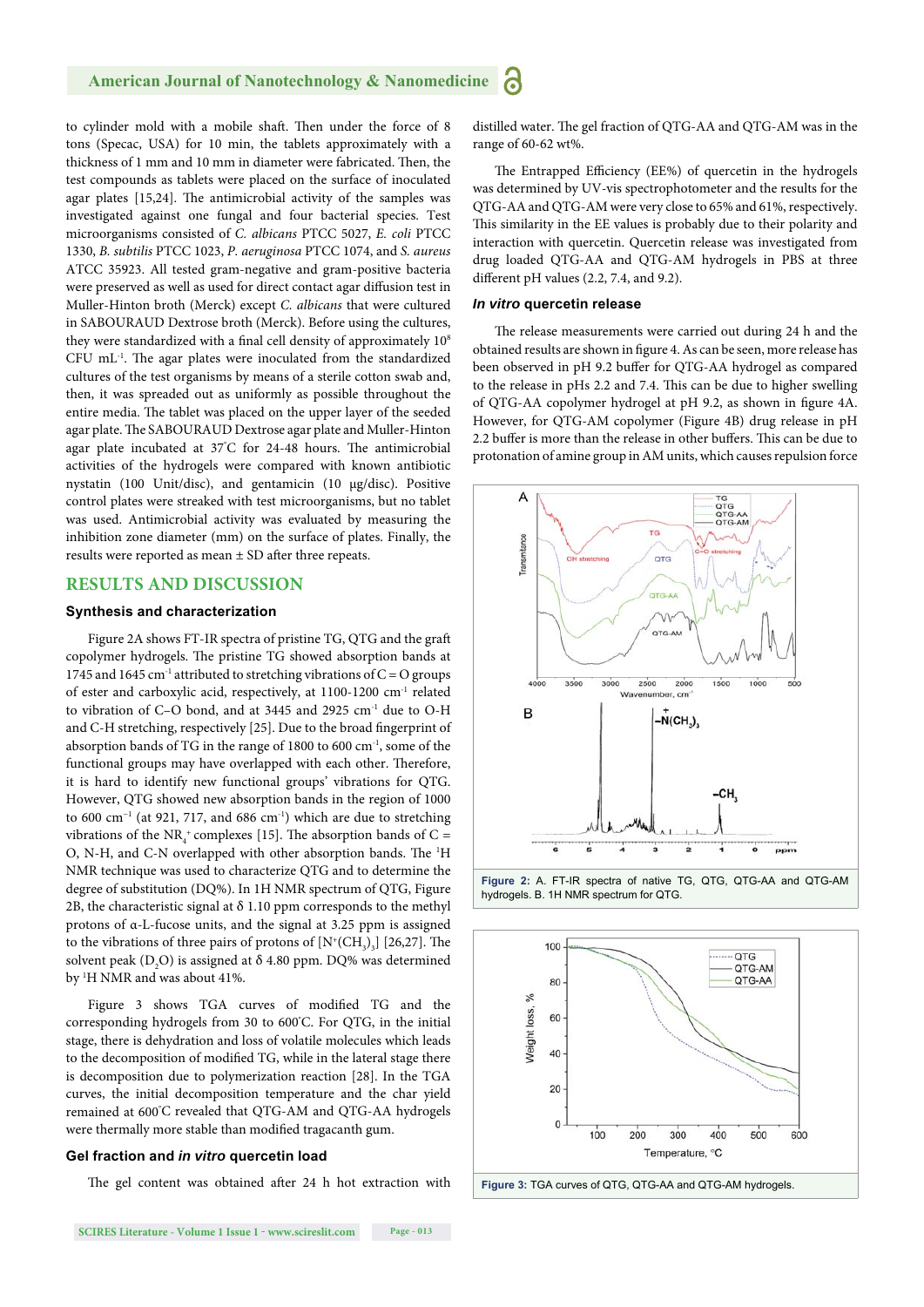to cylinder mold with a mobile shaft. Then under the force of 8 tons (Specac, USA) for 10 min, the tablets approximately with a thickness of 1 mm and 10 mm in diameter were fabricated. Then, the test compounds as tablets were placed on the surface of inoculated agar plates [15,24]. The antimicrobial activity of the samples was investigated against one fungal and four bacterial species. Test microorganisms consisted of *C. albicans* PTCC 5027, *E. coli* PTCC 1330, *B. subtilis* PTCC 1023, *P. aeruginosa* PTCC 1074, and *S. aureus* ATCC 35923. All tested gram-negative and gram-positive bacteria were preserved as well as used for direct contact agar diffusion test in Muller-Hinton broth (Merck) except *C. albicans* that were cultured in SABOURAUD Dextrose broth (Merck). Before using the cultures, they were standardized with a final cell density of approximately $10^8$ CFU $mL^{-1}$. The agar plates were inoculated from the standardized cultures of the test organisms by means of a sterile cotton swab and, then, it was spreaded out as uniformly as possible throughout the entire media. The tablet was placed on the upper layer of the seeded agar plate. The SABOURAUD Dextrose agar plate and Muller-Hinton agar plate incubated at 37°C for 24-48 hours. The antimicrobial activities of the hydrogels were compared with known antibiotic nystatin (100 Unit/disc), and gentamicin (10 μg/disc). Positive control plates were streaked with test microorganisms, but no tablet was used. Antimicrobial activity was evaluated by measuring the inhibition zone diameter (mm) on the surface of plates. Finally, the results were reported as mean ± SD after three repeats.

## RESULTS AND DISCUSSION

### Synthesis and characterization

Figure 2A shows FT-IR spectra of pristine TG, QTG and the graft copolymer hydrogels. The pristine TG showed absorption bands at 1745 and 1645 $cm^{-1}$ attributed to stretching vibrations of C = O groups of ester and carboxylic acid, respectively, at 1100-1200 $cm^{-1}$ related to vibration of C–O bond, and at 3445 and 2925 $cm^{-1}$ due to O-H and C-H stretching, respectively [25]. Due to the broad fingerprint of absorption bands of TG in the range of 1800 to 600 $cm^{-1}$, some of the functional groups may have overlapped with each other. Therefore, it is hard to identify new functional groups' vibrations for QTG. However, QTG showed new absorption bands in the region of 1000 to 600 $cm^{-1}$ (at 921, 717, and 686 $cm^{-1}$) which are due to stretching vibrations of the $NR_4^+$ complexes [15]. The absorption bands of C = O, N-H, and C-N overlapped with other absorption bands. The $^1$H NMR technique was used to characterize QTG and to determine the degree of substitution (DQ%). In 1H NMR spectrum of QTG, Figure 2B, the characteristic signal at δ 1.10 ppm corresponds to the methyl protons of α-L-fucose units, and the signal at 3.25 ppm is assigned to the vibrations of three pairs of protons of $[N^+(CH_3)_3]$ [26,27]. The solvent peak ($D_2O$) is assigned at δ 4.80 ppm. DQ% was determined by $^1$H NMR and was about 41%.

Figure 3 shows TGA curves of modified TG and the corresponding hydrogels from 30 to 600°C. For QTG, in the initial stage, there is dehydration and loss of volatile molecules which leads to the decomposition of modified TG, while in the lateral stage there is decomposition due to polymerization reaction [28]. In the TGA curves, the initial decomposition temperature and the char yield remained at 600°C revealed that QTG-AM and QTG-AA hydrogels were thermally more stable than modified tragacanth gum.

### Gel fraction and *in vitro* quercetin load

The gel content was obtained after 24 h hot extraction with distilled water. The gel fraction of QTG-AA and QTG-AM was in the range of 60-62 wt%.

The Entrapped Efficiency (EE%) of quercetin in the hydrogels was determined by UV-vis spectrophotometer and the results for the QTG-AA and QTG-AM were very close to 65% and 61%, respectively. This similarity in the EE values is probably due to their polarity and interaction with quercetin. Quercetin release was investigated from drug loaded QTG-AA and QTG-AM hydrogels in PBS at three different pH values (2.2, 7.4, and 9.2).

### *In vitro* quercetin release

The release measurements were carried out during 24 h and the obtained results are shown in figure 4. As can be seen, more release has been observed in pH 9.2 buffer for QTG-AA hydrogel as compared to the release in pHs 2.2 and 7.4. This can be due to higher swelling of QTG-AA copolymer hydrogel at pH 9.2, as shown in figure 4A. However, for QTG-AM copolymer (Figure 4B) drug release in pH 2.2 buffer is more than the release in other buffers. This can be due to protonation of amine group in AM units, which causes repulsion force

**Figure 2:** A. FT-IR spectra of native TG, QTG, QTG-AA and QTG-AM hydrogels. B. 1H NMR spectrum for QTG.

**Figure 3:** TGA curves of QTG, QTG-AA and QTG-AM hydrogels.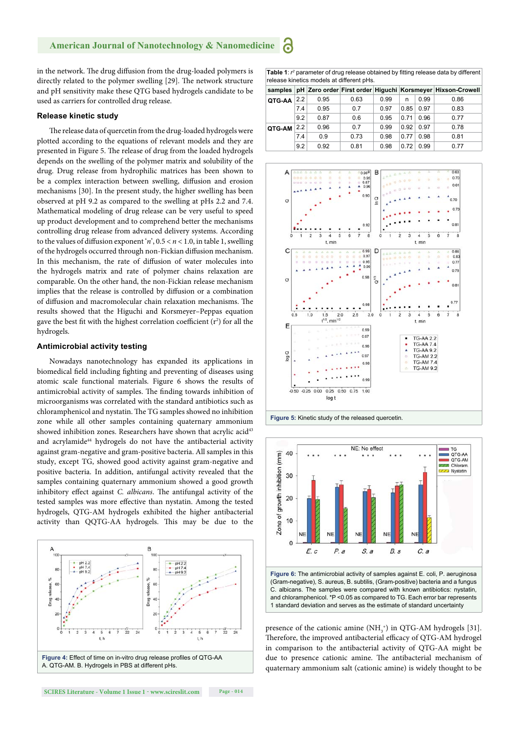in the network. The drug diffusion from the drug-loaded polymers is directly related to the polymer swelling [29]. The network structure and pH sensitivity make these QTG based hydrogels candidate to be used as carriers for controlled drug release.

### Release kinetic study

The release data of quercetin from the drug-loaded hydrogels were plotted according to the equations of relevant models and they are presented in Figure 5. The release of drug from the loaded hydrogels depends on the swelling of the polymer matrix and solubility of the drug. Drug release from hydrophilic matrices has been shown to be a complex interaction between swelling, diffusion and erosion mechanisms [30]. In the present study, the higher swelling has been observed at pH 9.2 as compared to the swelling at pHs 2.2 and 7.4. Mathematical modeling of drug release can be very useful to speed up product development and to comprehend better the mechanisms controlling drug release from advanced delivery systems. According to the values of diffusion exponent '$n$', $0.5 < n < 1.0$, in table 1, swelling of the hydrogels occurred through non-Fickian diffusion mechanism. In this mechanism, the rate of diffusion of water molecules into the hydrogels matrix and rate of polymer chains relaxation are comparable. On the other hand, the non-Fickian release mechanism implies that the release is controlled by diffusion or a combination of diffusion and macromolecular chain relaxation mechanisms. The results showed that the Higuchi and Korsmeyer–Peppas equation gave the best fit with the highest correlation coefficient ($r^2$) for all the hydrogels.

### Antimicrobial activity testing

Nowadays nanotechnology has expanded its applications in biomedical field including fighting and preventing of diseases using atomic scale functional materials. Figure 6 shows the results of antimicrobial activity of samples. The finding towards inhibition of microorganisms was correlated with the standard antibiotics such as chloramphenicol and nystatin. The TG samples showed no inhibition zone while all other samples containing quaternary ammonium showed inhibition zones. Researchers have shown that acrylic acid[43] and acrylamide[44] hydrogels do not have the antibacterial activity against gram-negative and gram-positive bacteria. All samples in this study, except TG, showed good activity against gram-negative and positive bacteria. In addition, antifungal activity revealed that the samples containing quaternary ammonium showed a good growth inhibitory effect against *C. albicans*. The antifungal activity of the tested samples was more effective than nystatin. Among the tested hydrogels, QTG-AM hydrogels exhibited the higher antibacterial activity than QQTG-AA hydrogels. This may be due to the presence of the cationic amine ($NH_3^+$) in QTG-AM hydrogels [31]. Therefore, the improved antibacterial efficacy of QTG-AM hydrogel in comparison to the antibacterial activity of QTG-AA might be due to presence cationic amine. The antibacterial mechanism of quaternary ammonium salt (cationic amine) is widely thought to be

**Table 1**: $r^2$ parameter of drug release obtained by fitting release data by different release kinetics models at different pHs.

| samples | pH | Zero order | First order | Higuchi | Korsmeyer | | Hixson-Crowell |
|---|---|---|---|---|---|---|---|
| | | | | | n | | |
| QTG-AA | 2.2 | 0.95 | 0.63 | 0.99 | | 0.99 | 0.86 |
| | 7.4 | 0.95 | 0.7 | 0.97 | 0.85 | 0.97 | 0.83 |
| | 9.2 | 0.87 | 0.6 | 0.95 | 0.71 | 0.96 | 0.77 |
| QTG-AM | 2.2 | 0.96 | 0.7 | 0.99 | 0.92 | 0.97 | 0.78 |
| | 7.4 | 0.9 | 0.73 | 0.98 | 0.77 | 0.98 | 0.81 |
| | 9.2 | 0.92 | 0.81 | 0.98 | 0.72 | 0.99 | 0.77 |

**Figure 5:** Kinetic study of the released quercetin.

**Figure 6:** The antimicrobial activity of samples against E. coli, P. aeruginosa (Gram-negative), S. aureus, B. subtilis, (Gram-positive) bacteria and a fungus C. albicans. The samples were compared with known antibiotics: nystatin, and chloramphenicol. *P <0.05 as compared to TG. Each error bar represents 1 standard deviation and serves as the estimate of standard uncertainty

**Figure 4:** Effect of time on in-vitro drug release profiles of QTG-AA A. QTG-AM. B. Hydrogels in PBS at different pHs.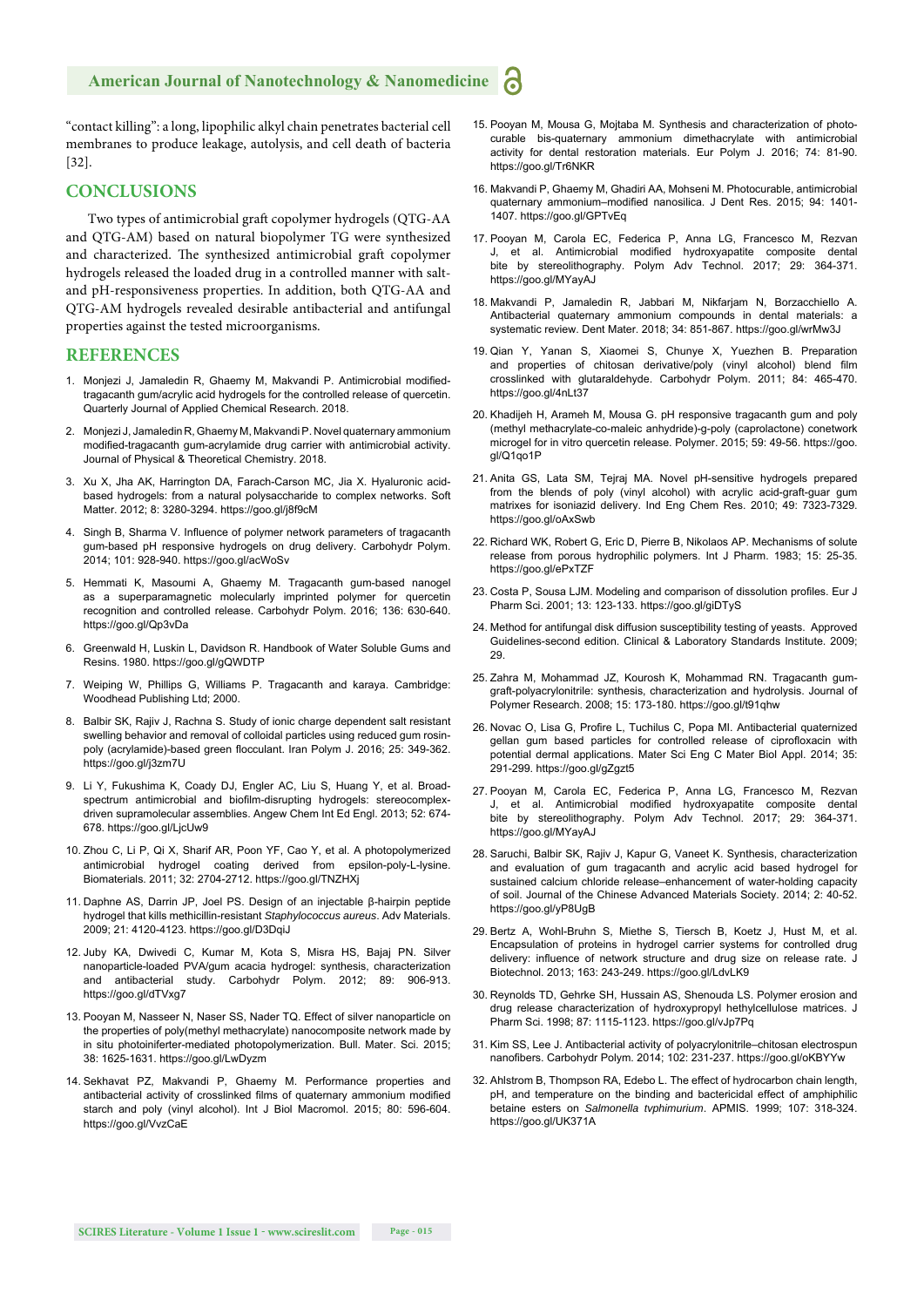"contact killing": a long, lipophilic alkyl chain penetrates bacterial cell membranes to produce leakage, autolysis, and cell death of bacteria [32].

## CONCLUSIONS

Two types of antimicrobial graft copolymer hydrogels (QTG-AA and QTG-AM) based on natural biopolymer TG were synthesized and characterized. The synthesized antimicrobial graft copolymer hydrogels released the loaded drug in a controlled manner with salt- and pH-responsiveness properties. In addition, both QTG-AA and QTG-AM hydrogels revealed desirable antibacterial and antifungal properties against the tested microorganisms.

## REFERENCES

1. Monjezi J, Jamaledin R, Ghaemy M, Makvandi P. Antimicrobial modified-tragacanth gum/acrylic acid hydrogels for the controlled release of quercetin. Quarterly Journal of Applied Chemical Research. 2018.
2. Monjezi J, Jamaledin R, Ghaemy M, Makvandi P. Novel quaternary ammonium modified-tragacanth gum-acrylamide drug carrier with antimicrobial activity. Journal of Physical & Theoretical Chemistry. 2018.
3. Xu X, Jha AK, Harrington DA, Farach-Carson MC, Jia X. Hyaluronic acid-based hydrogels: from a natural polysaccharide to complex networks. Soft Matter. 2012; 8: 3280-3294. https://goo.gl/j8f9cM
4. Singh B, Sharma V. Influence of polymer network parameters of tragacanth gum-based pH responsive hydrogels on drug delivery. Carbohydr Polym. 2014; 101: 928-940. https://goo.gl/acWoSv
5. Hemmati K, Masoumi A, Ghaemy M. Tragacanth gum-based nanogel as a superparamagnetic molecularly imprinted polymer for quercetin recognition and controlled release. Carbohydr Polym. 2016; 136: 630-640. https://goo.gl/Qp3vDa
6. Greenwald H, Luskin L, Davidson R. Handbook of Water Soluble Gums and Resins. 1980. https://goo.gl/gQWDTP
7. Weiping W, Phillips G, Williams P. Tragacanth and karaya. Cambridge: Woodhead Publishing Ltd; 2000.
8. Balbir SK, Rajiv J, Rachna S. Study of ionic charge dependent salt resistant swelling behavior and removal of colloidal particles using reduced gum rosin-poly (acrylamide)-based green flocculant. Iran Polym J. 2016; 25: 349-362. https://goo.gl/j3zm7U
9. Li Y, Fukushima K, Coady DJ, Engler AC, Liu S, Huang Y, et al. Broad-spectrum antimicrobial and biofilm-disrupting hydrogels: stereocomplex-driven supramolecular assemblies. Angew Chem Int Ed Engl. 2013; 52: 674-678. https://goo.gl/LjcUw9
10. Zhou C, Li P, Qi X, Sharif AR, Poon YF, Cao Y, et al. A photopolymerized antimicrobial hydrogel coating derived from epsilon-poly-L-lysine. Biomaterials. 2011; 32: 2704-2712. https://goo.gl/TNZHXj
11. Daphne AS, Darrin JP, Joel PS. Design of an injectable β-hairpin peptide hydrogel that kills methicillin-resistant *Staphylococcus aureus*. Adv Materials. 2009; 21: 4120-4123. https://goo.gl/D3DqiJ
12. Juby KA, Dwivedi C, Kumar M, Kota S, Misra HS, Bajaj PN. Silver nanoparticle-loaded PVA/gum acacia hydrogel: synthesis, characterization and antibacterial study. Carbohydr Polym. 2012; 89: 906-913. https://goo.gl/dTVxg7
13. Pooyan M, Nasseer N, Naser SS, Nader TQ. Effect of silver nanoparticle on the properties of poly(methyl methacrylate) nanocomposite network made by in situ photoiniferter-mediated photopolymerization. Bull. Mater. Sci. 2015; 38: 1625-1631. https://goo.gl/LwDyzm
14. Sekhavat PZ, Makvandi P, Ghaemy M. Performance properties and antibacterial activity of crosslinked films of quaternary ammonium modified starch and poly (vinyl alcohol). Int J Biol Macromol. 2015; 80: 596-604. https://goo.gl/VvzCaE
15. Pooyan M, Mousa G, Mojtaba M. Synthesis and characterization of photo-curable bis-quaternary ammonium dimethacrylate with antimicrobial activity for dental restoration materials. Eur Polym J. 2016; 74: 81-90. https://goo.gl/Tr6NKR
16. Makvandi P, Ghaemy M, Ghadiri AA, Mohseni M. Photocurable, antimicrobial quaternary ammonium–modified nanosilica. J Dent Res. 2015; 94: 1401-1407. https://goo.gl/GPTvEq
17. Pooyan M, Carola EC, Federica P, Anna LG, Francesco M, Rezvan J, et al. Antimicrobial modified hydroxyapatite composite dental bite by stereolithography. Polym Adv Technol. 2017; 29: 364-371. https://goo.gl/MYayAJ
18. Makvandi P, Jamaledin R, Jabbari M, Nikfarjam N, Borzacchiello A. Antibacterial quaternary ammonium compounds in dental materials: a systematic review. Dent Mater. 2018; 34: 851-867. https://goo.gl/wrMw3J
19. Qian Y, Yanan S, Xiaomei S, Chunye X, Yuezhen B. Preparation and properties of chitosan derivative/poly (vinyl alcohol) blend film crosslinked with glutaraldehyde. Carbohydr Polym. 2011; 84: 465-470. https://goo.gl/4nLt37
20. Khadijeh H, Arameh M, Mousa G. pH responsive tragacanth gum and poly (methyl methacrylate-co-maleic anhydride)-g-poly (caprolactone) conetwork microgel for in vitro quercetin release. Polymer. 2015; 59: 49-56. https://goo.gl/Q1qo1P
21. Anita GS, Lata SM, Tejraj MA. Novel pH-sensitive hydrogels prepared from the blends of poly (vinyl alcohol) with acrylic acid-graft-guar gum matrixes for isoniazid delivery. Ind Eng Chem Res. 2010; 49: 7323-7329. https://goo.gl/oAxSwb
22. Richard WK, Robert G, Eric D, Pierre B, Nikolaos AP. Mechanisms of solute release from porous hydrophilic polymers. Int J Pharm. 1983; 15: 25-35. https://goo.gl/ePxTZF
23. Costa P, Sousa LJM. Modeling and comparison of dissolution profiles. Eur J Pharm Sci. 2001; 13: 123-133. https://goo.gl/giDTyS
24. Method for antifungal disk diffusion susceptibility testing of yeasts. Approved Guidelines-second edition. Clinical & Laboratory Standards Institute. 2009; 29.
25. Zahra M, Mohammad JZ, Kourosh K, Mohammad RN. Tragacanth gum-graft-polyacrylonitrile: synthesis, characterization and hydrolysis. Journal of Polymer Research. 2008; 15: 173-180. https://goo.gl/t91qhw
26. Novac O, Lisa G, Profire L, Tuchilus C, Popa MI. Antibacterial quaternized gellan gum based particles for controlled release of ciprofloxacin with potential dermal applications. Mater Sci Eng C Mater Biol Appl. 2014; 35: 291-299. https://goo.gl/gZgzt5
27. Pooyan M, Carola EC, Federica P, Anna LG, Francesco M, Rezvan J, et al. Antimicrobial modified hydroxyapatite composite dental bite by stereolithography. Polym Adv Technol. 2017; 29: 364-371. https://goo.gl/MYayAJ
28. Saruchi, Balbir SK, Rajiv J, Kapur G, Vaneet K. Synthesis, characterization and evaluation of gum tragacanth and acrylic acid based hydrogel for sustained calcium chloride release–enhancement of water-holding capacity of soil. Journal of the Chinese Advanced Materials Society. 2014; 2: 40-52. https://goo.gl/yP8UgB
29. Bertz A, Wohl-Bruhn S, Miethe S, Tiersch B, Koetz J, Hust M, et al. Encapsulation of proteins in hydrogel carrier systems for controlled drug delivery: influence of network structure and drug size on release rate. J Biotechnol. 2013; 163: 243-249. https://goo.gl/LdvLK9
30. Reynolds TD, Gehrke SH, Hussain AS, Shenouda LS. Polymer erosion and drug release characterization of hydroxypropyl hethylcellulose matrices. J Pharm Sci. 1998; 87: 1115-1123. https://goo.gl/vJp7Pq
31. Kim SS, Lee J. Antibacterial activity of polyacrylonitrile–chitosan electrospun nanofibers. Carbohydr Polym. 2014; 102: 231-237. https://goo.gl/oKBYYw
32. Ahlstrom B, Thompson RA, Edebo L. The effect of hydrocarbon chain length, pH, and temperature on the binding and bactericidal effect of amphiphilic betaine esters on *Salmonella tvphimurium*. APMIS. 1999; 107: 318-324. https://goo.gl/UK371A